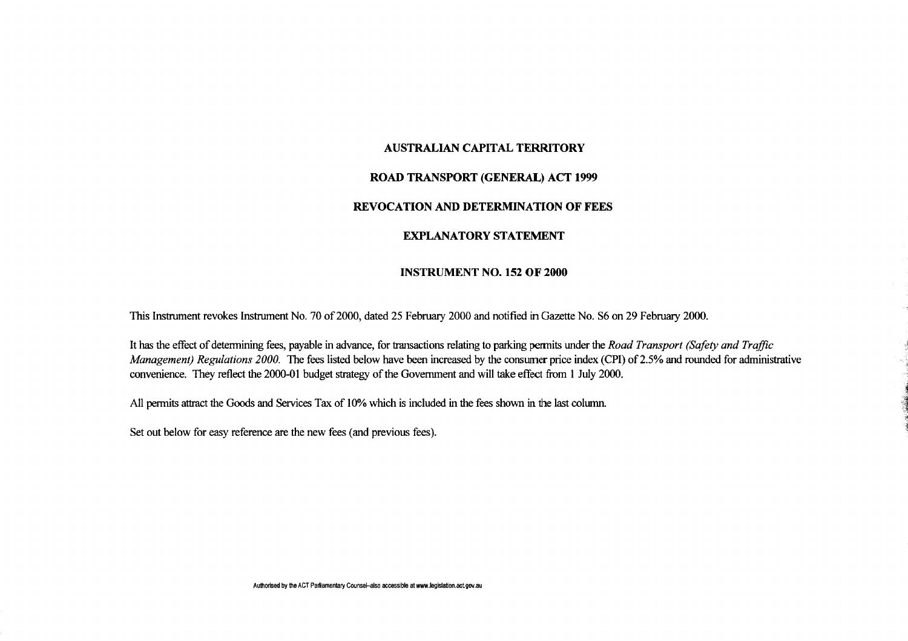# AUSTRALIAN CAPITAL TERRITORY

## ROAD TRANSPORT (GENERAL) ACT 1999

## REVOCATION AND DETERMINATION OF FEES

## EXPLANATORY STATEMENT

## INSTRUMENT NO. 152 OF 2000

This Instrument revokes Instrument No. 70 of 2000, dated 25 February 2000 and notified in Gazette No. S6 on 29 February 2000.

It has the effect of determining fees, payable in advance, for transactions relating to parking permits under the *Road Transport (Safety and Traffic Management) Regulations 2000.* The fees listed below have been increased by the consumer price index (CPI) of 2.5% and rounded for administrative convenience. They reflect the 2000-01 budget strategy of the Government and will take effect from 1 July 2000.

All permits attract the Goods and Services Tax of 10% which is included in the fees shown in the last column.

Set out below for easy reference are the new fees (and previous fees).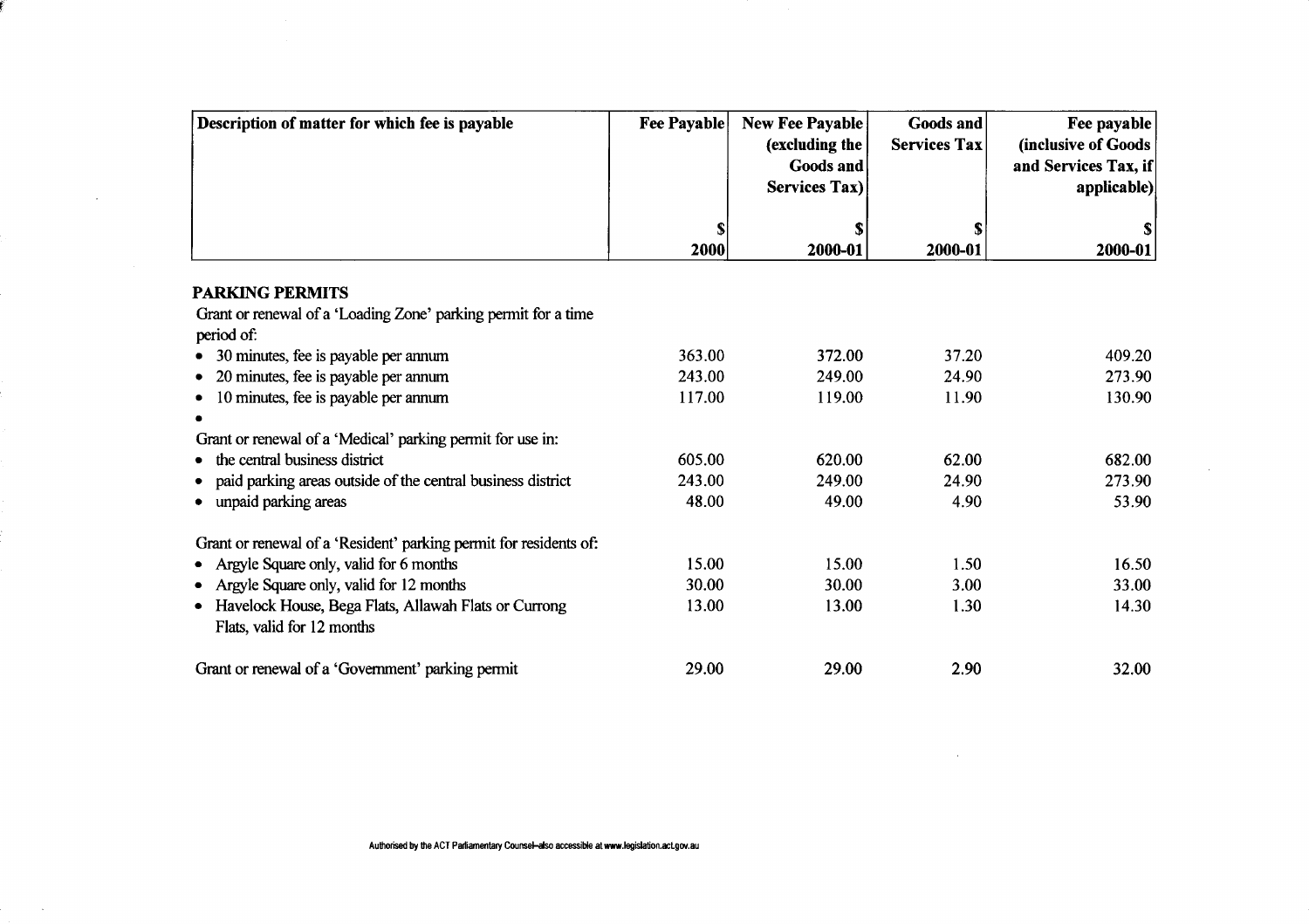| Description of matter for which fee is payable | Fee Payable | New Fee Payable (excluding the Goods and Services Tax) | Goods and Services Tax | Fee payable (inclusive of Goods and Services Tax, if applicable) |
|---|---|---|---|---|
| | \$ 2000 | \$ 2000-01 | \$ 2000-01 | \$ 2000-01 |
| **PARKING PERMITS** | | | | |
| Grant or renewal of a 'Loading Zone' parking permit for a time period of: | | | | |
| • 30 minutes, fee is payable per annum | 363.00 | 372.00 | 37.20 | 409.20 |
| • 20 minutes, fee is payable per annum | 243.00 | 249.00 | 24.90 | 273.90 |
| • 10 minutes, fee is payable per annum | 117.00 | 119.00 | 11.90 | 130.90 |
| • | | | | |
| Grant or renewal of a 'Medical' parking permit for use in: | | | | |
| • the central business district | 605.00 | 620.00 | 62.00 | 682.00 |
| • paid parking areas outside of the central business district | 243.00 | 249.00 | 24.90 | 273.90 |
| • unpaid parking areas | 48.00 | 49.00 | 4.90 | 53.90 |
| Grant or renewal of a 'Resident' parking permit for residents of: | | | | |
| • Argyle Square only, valid for 6 months | 15.00 | 15.00 | 1.50 | 16.50 |
| • Argyle Square only, valid for 12 months | 30.00 | 30.00 | 3.00 | 33.00 |
| • Havelock House, Bega Flats, Allawah Flats or Currong Flats, valid for 12 months | 13.00 | 13.00 | 1.30 | 14.30 |
| Grant or renewal of a 'Government' parking permit | 29.00 | 29.00 | 2.90 | 32.00 |